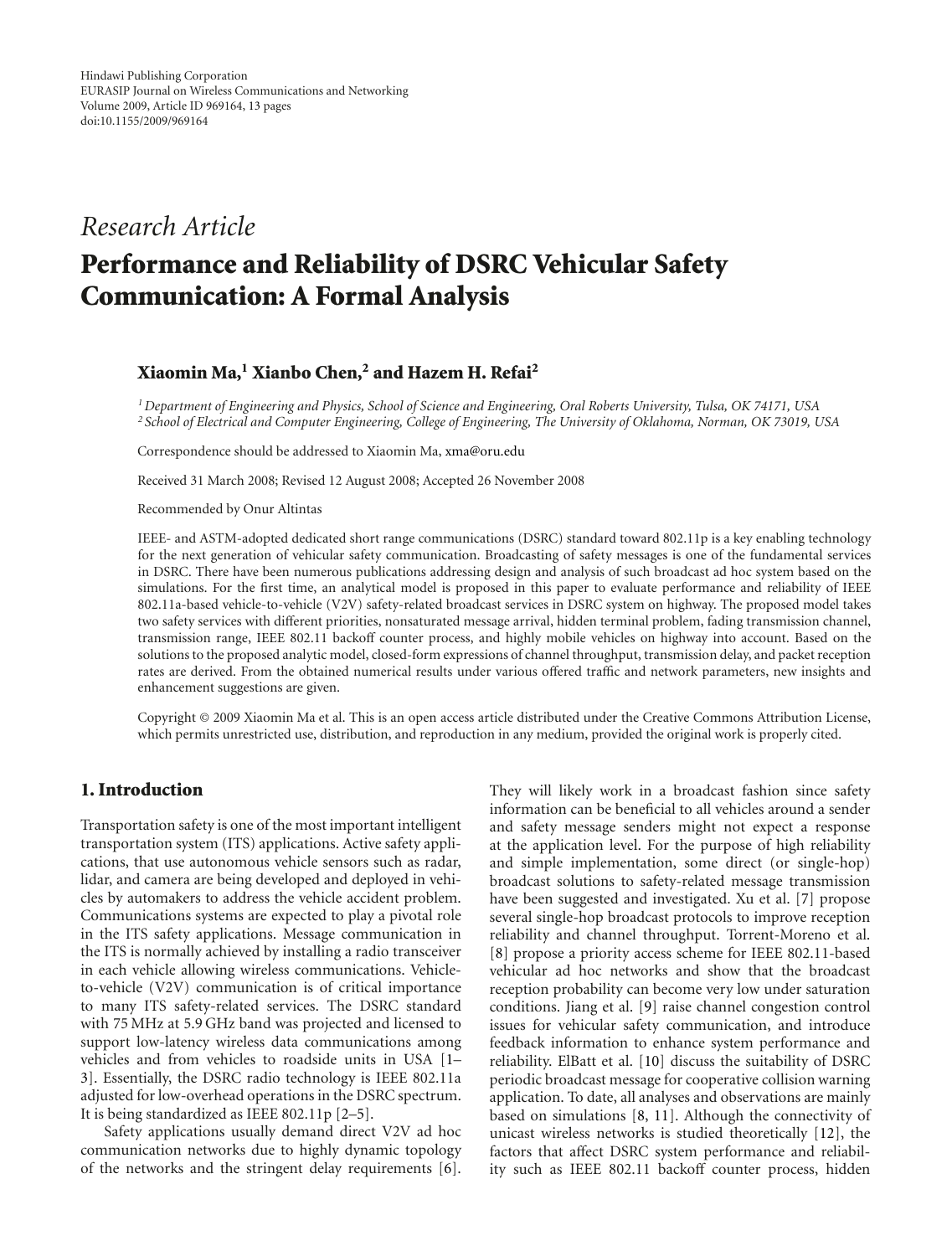Hindawi Publishing Corporation
EURASIP Journal on Wireless Communications and Networking
Volume 2009, Article ID 969164, 13 pages
doi:10.1155/2009/969164

*Research Article*

# Performance and Reliability of DSRC Vehicular Safety Communication: A Formal Analysis

**Xiaomin Ma,[1] Xianbo Chen,[2] and Hazem H. Refai[2]**

[1] *Department of Engineering and Physics, School of Science and Engineering, Oral Roberts University, Tulsa, OK 74171, USA*
[2] *School of Electrical and Computer Engineering, College of Engineering, The University of Oklahoma, Norman, OK 73019, USA*

Correspondence should be addressed to Xiaomin Ma, xma@oru.edu

Received 31 March 2008; Revised 12 August 2008; Accepted 26 November 2008

Recommended by Onur Altintas

IEEE- and ASTM-adopted dedicated short range communications (DSRC) standard toward 802.11p is a key enabling technology for the next generation of vehicular safety communication. Broadcasting of safety messages is one of the fundamental services in DSRC. There have been numerous publications addressing design and analysis of such broadcast ad hoc system based on the simulations. For the first time, an analytical model is proposed in this paper to evaluate performance and reliability of IEEE 802.11a-based vehicle-to-vehicle (V2V) safety-related broadcast services in DSRC system on highway. The proposed model takes two safety services with different priorities, nonsaturated message arrival, hidden terminal problem, fading transmission channel, transmission range, IEEE 802.11 backoff counter process, and highly mobile vehicles on highway into account. Based on the solutions to the proposed analytic model, closed-form expressions of channel throughput, transmission delay, and packet reception rates are derived. From the obtained numerical results under various offered traffic and network parameters, new insights and enhancement suggestions are given.

Copyright © 2009 Xiaomin Ma et al. This is an open access article distributed under the Creative Commons Attribution License, which permits unrestricted use, distribution, and reproduction in any medium, provided the original work is properly cited.

## 1. Introduction

Transportation safety is one of the most important intelligent transportation system (ITS) applications. Active safety applications, that use autonomous vehicle sensors such as radar, lidar, and camera are being developed and deployed in vehicles by automakers to address the vehicle accident problem. Communications systems are expected to play a pivotal role in the ITS safety applications. Message communication in the ITS is normally achieved by installing a radio transceiver in each vehicle allowing wireless communications. Vehicle-to-vehicle (V2V) communication is of critical importance to many ITS safety-related services. The DSRC standard with 75 MHz at 5.9 GHz band was projected and licensed to support low-latency wireless data communications among vehicles and from vehicles to roadside units in USA [1–3]. Essentially, the DSRC radio technology is IEEE 802.11a adjusted for low-overhead operations in the DSRC spectrum. It is being standardized as IEEE 802.11p [2–5].

Safety applications usually demand direct V2V ad hoc communication networks due to highly dynamic topology of the networks and the stringent delay requirements [6]. They will likely work in a broadcast fashion since safety information can be beneficial to all vehicles around a sender and safety message senders might not expect a response at the application level. For the purpose of high reliability and simple implementation, some direct (or single-hop) broadcast solutions to safety-related message transmission have been suggested and investigated. Xu et al. [7] propose several single-hop broadcast protocols to improve reception reliability and channel throughput. Torrent-Moreno et al. [8] propose a priority access scheme for IEEE 802.11-based vehicular ad hoc networks and show that the broadcast reception probability can become very low under saturation conditions. Jiang et al. [9] raise channel congestion control issues for vehicular safety communication, and introduce feedback information to enhance system performance and reliability. ElBatt et al. [10] discuss the suitability of DSRC periodic broadcast message for cooperative collision warning application. To date, all analyses and observations are mainly based on simulations [8, 11]. Although the connectivity of unicast wireless networks is studied theoretically [12], the factors that affect DSRC system performance and reliability such as IEEE 802.11 backoff counter process, hidden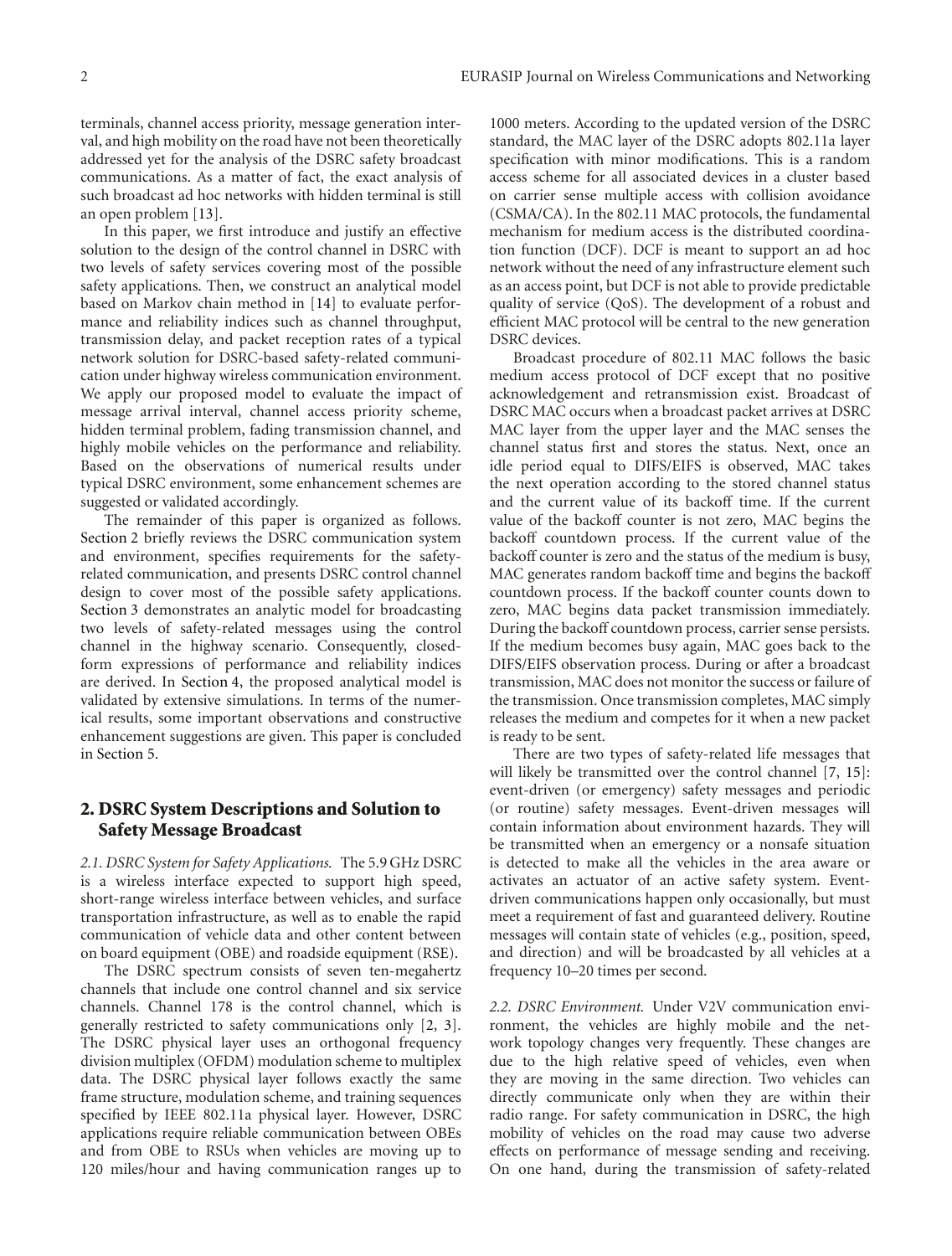terminals, channel access priority, message generation interval, and high mobility on the road have not been theoretically addressed yet for the analysis of the DSRC safety broadcast communications. As a matter of fact, the exact analysis of such broadcast ad hoc networks with hidden terminal is still an open problem [13].

In this paper, we first introduce and justify an effective solution to the design of the control channel in DSRC with two levels of safety services covering most of the possible safety applications. Then, we construct an analytical model based on Markov chain method in [14] to evaluate performance and reliability indices such as channel throughput, transmission delay, and packet reception rates of a typical network solution for DSRC-based safety-related communication under highway wireless communication environment. We apply our proposed model to evaluate the impact of message arrival interval, channel access priority scheme, hidden terminal problem, fading transmission channel, and highly mobile vehicles on the performance and reliability. Based on the observations of numerical results under typical DSRC environment, some enhancement schemes are suggested or validated accordingly.

The remainder of this paper is organized as follows. Section 2 briefly reviews the DSRC communication system and environment, specifies requirements for the safety-related communication, and presents DSRC control channel design to cover most of the possible safety applications. Section 3 demonstrates an analytic model for broadcasting two levels of safety-related messages using the control channel in the highway scenario. Consequently, closed-form expressions of performance and reliability indices are derived. In Section 4, the proposed analytical model is validated by extensive simulations. In terms of the numerical results, some important observations and constructive enhancement suggestions are given. This paper is concluded in Section 5.

## 2. DSRC System Descriptions and Solution to Safety Message Broadcast

*2.1. DSRC System for Safety Applications.* The 5.9 GHz DSRC is a wireless interface expected to support high speed, short-range wireless interface between vehicles, and surface transportation infrastructure, as well as to enable the rapid communication of vehicle data and other content between on board equipment (OBE) and roadside equipment (RSE).

The DSRC spectrum consists of seven ten-megahertz channels that include one control channel and six service channels. Channel 178 is the control channel, which is generally restricted to safety communications only [2, 3]. The DSRC physical layer uses an orthogonal frequency division multiplex (OFDM) modulation scheme to multiplex data. The DSRC physical layer follows exactly the same frame structure, modulation scheme, and training sequences specified by IEEE 802.11a physical layer. However, DSRC applications require reliable communication between OBEs and from OBE to RSUs when vehicles are moving up to 120 miles/hour and having communication ranges up to 1000 meters. According to the updated version of the DSRC standard, the MAC layer of the DSRC adopts 802.11a layer specification with minor modifications. This is a random access scheme for all associated devices in a cluster based on carrier sense multiple access with collision avoidance (CSMA/CA). In the 802.11 MAC protocols, the fundamental mechanism for medium access is the distributed coordination function (DCF). DCF is meant to support an ad hoc network without the need of any infrastructure element such as an access point, but DCF is not able to provide predictable quality of service (QoS). The development of a robust and efficient MAC protocol will be central to the new generation DSRC devices.

Broadcast procedure of 802.11 MAC follows the basic medium access protocol of DCF except that no positive acknowledgement and retransmission exist. Broadcast of DSRC MAC occurs when a broadcast packet arrives at DSRC MAC layer from the upper layer and the MAC senses the channel status first and stores the status. Next, once an idle period equal to DIFS/EIFS is observed, MAC takes the next operation according to the stored channel status and the current value of its backoff time. If the current value of the backoff counter is not zero, MAC begins the backoff countdown process. If the current value of the backoff counter is zero and the status of the medium is busy, MAC generates random backoff time and begins the backoff countdown process. If the backoff counter counts down to zero, MAC begins data packet transmission immediately. During the backoff countdown process, carrier sense persists. If the medium becomes busy again, MAC goes back to the DIFS/EIFS observation process. During or after a broadcast transmission, MAC does not monitor the success or failure of the transmission. Once transmission completes, MAC simply releases the medium and competes for it when a new packet is ready to be sent.

There are two types of safety-related life messages that will likely be transmitted over the control channel [7, 15]: event-driven (or emergency) safety messages and periodic (or routine) safety messages. Event-driven messages will contain information about environment hazards. They will be transmitted when an emergency or a nonsafe situation is detected to make all the vehicles in the area aware or activates an actuator of an active safety system. Event-driven communications happen only occasionally, but must meet a requirement of fast and guaranteed delivery. Routine messages will contain state of vehicles (e.g., position, speed, and direction) and will be broadcasted by all vehicles at a frequency 10–20 times per second.

*2.2. DSRC Environment.* Under V2V communication environment, the vehicles are highly mobile and the network topology changes very frequently. These changes are due to the high relative speed of vehicles, even when they are moving in the same direction. Two vehicles can directly communicate only when they are within their radio range. For safety communication in DSRC, the high mobility of vehicles on the road may cause two adverse effects on performance of message sending and receiving. On one hand, during the transmission of safety-related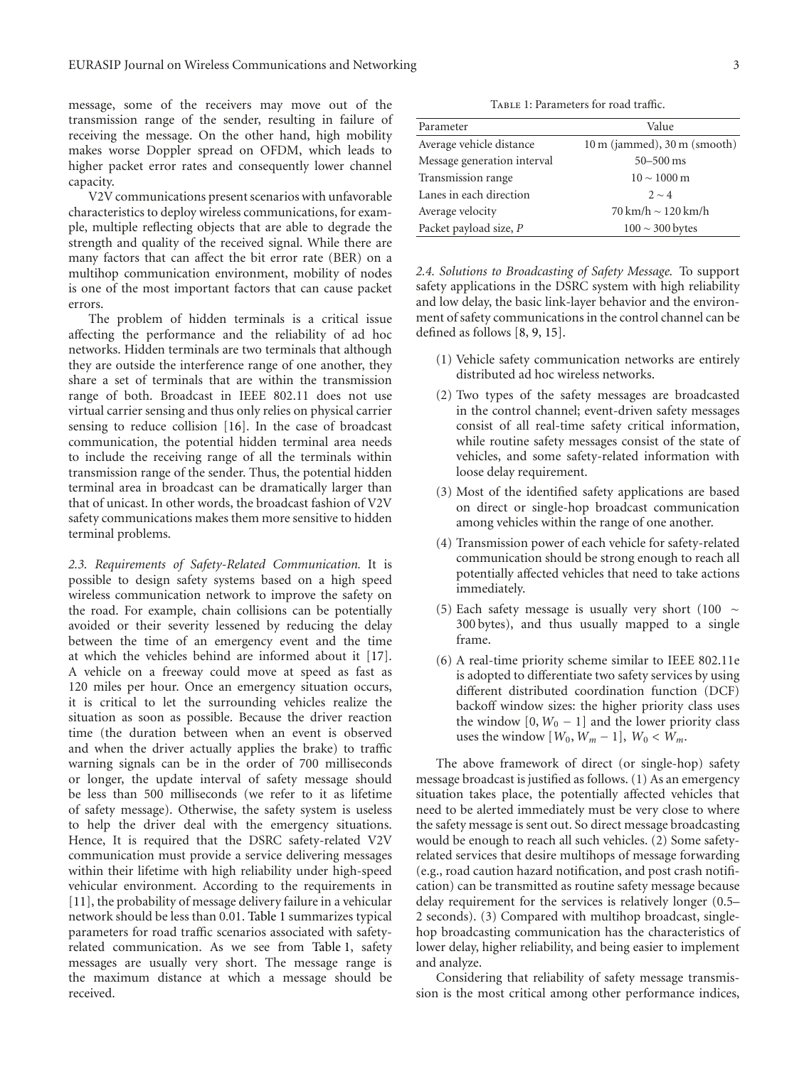message, some of the receivers may move out of the transmission range of the sender, resulting in failure of receiving the message. On the other hand, high mobility makes worse Doppler spread on OFDM, which leads to higher packet error rates and consequently lower channel capacity.

V2V communications present scenarios with unfavorable characteristics to deploy wireless communications, for example, multiple reflecting objects that are able to degrade the strength and quality of the received signal. While there are many factors that can affect the bit error rate (BER) on a multihop communication environment, mobility of nodes is one of the most important factors that can cause packet errors.

The problem of hidden terminals is a critical issue affecting the performance and the reliability of ad hoc networks. Hidden terminals are two terminals that although they are outside the interference range of one another, they share a set of terminals that are within the transmission range of both. Broadcast in IEEE 802.11 does not use virtual carrier sensing and thus only relies on physical carrier sensing to reduce collision [16]. In the case of broadcast communication, the potential hidden terminal area needs to include the receiving range of all the terminals within transmission range of the sender. Thus, the potential hidden terminal area in broadcast can be dramatically larger than that of unicast. In other words, the broadcast fashion of V2V safety communications makes them more sensitive to hidden terminal problems.

### 2.3. Requirements of Safety-Related Communication.

It is possible to design safety systems based on a high speed wireless communication network to improve the safety on the road. For example, chain collisions can be potentially avoided or their severity lessened by reducing the delay between the time of an emergency event and the time at which the vehicles behind are informed about it [17]. A vehicle on a freeway could move at speed as fast as 120 miles per hour. Once an emergency situation occurs, it is critical to let the surrounding vehicles realize the situation as soon as possible. Because the driver reaction time (the duration between when an event is observed and when the driver actually applies the brake) to traffic warning signals can be in the order of 700 milliseconds or longer, the update interval of safety message should be less than 500 milliseconds (we refer to it as lifetime of safety message). Otherwise, the safety system is useless to help the driver deal with the emergency situations. Hence, It is required that the DSRC safety-related V2V communication must provide a service delivering messages within their lifetime with high reliability under high-speed vehicular environment. According to the requirements in [11], the probability of message delivery failure in a vehicular network should be less than 0.01. Table 1 summarizes typical parameters for road traffic scenarios associated with safety-related communication. As we see from Table 1, safety messages are usually very short. The message range is the maximum distance at which a message should be received.

Table 1: Parameters for road traffic.

| Parameter | Value |
|---|---|
| Average vehicle distance | 10 m (jammed), 30 m (smooth) |
| Message generation interval | 50–500 ms |
| Transmission range | $10 \sim 1000$ m |
| Lanes in each direction | $2 \sim 4$ |
| Average velocity | 70 km/h $\sim$ 120 km/h |
| Packet payload size, $P$ | $100 \sim 300$ bytes |

### 2.4. Solutions to Broadcasting of Safety Message.

To support safety applications in the DSRC system with high reliability and low delay, the basic link-layer behavior and the environment of safety communications in the control channel can be defined as follows [8, 9, 15].

(1) Vehicle safety communication networks are entirely distributed ad hoc wireless networks.

(2) Two types of the safety messages are broadcasted in the control channel; event-driven safety messages consist of all real-time safety critical information, while routine safety messages consist of the state of vehicles, and some safety-related information with loose delay requirement.

(3) Most of the identified safety applications are based on direct or single-hop broadcast communication among vehicles within the range of one another.

(4) Transmission power of each vehicle for safety-related communication should be strong enough to reach all potentially affected vehicles that need to take actions immediately.

(5) Each safety message is usually very short ($100 \sim 300$ bytes), and thus usually mapped to a single frame.

(6) A real-time priority scheme similar to IEEE 802.11e is adopted to differentiate two safety services by using different distributed coordination function (DCF) backoff window sizes: the higher priority class uses the window $[0, W_0 - 1]$ and the lower priority class uses the window $[W_0, W_m - 1]$, $W_0 < W_m$.

The above framework of direct (or single-hop) safety message broadcast is justified as follows. (1) As an emergency situation takes place, the potentially affected vehicles that need to be alerted immediately must be very close to where the safety message is sent out. So direct message broadcasting would be enough to reach all such vehicles. (2) Some safety-related services that desire multihops of message forwarding (e.g., road caution hazard notification, and post crash notification) can be transmitted as routine safety message because delay requirement for the services is relatively longer (0.5–2 seconds). (3) Compared with multihop broadcast, single-hop broadcasting communication has the characteristics of lower delay, higher reliability, and being easier to implement and analyze.

Considering that reliability of safety message transmission is the most critical among other performance indices,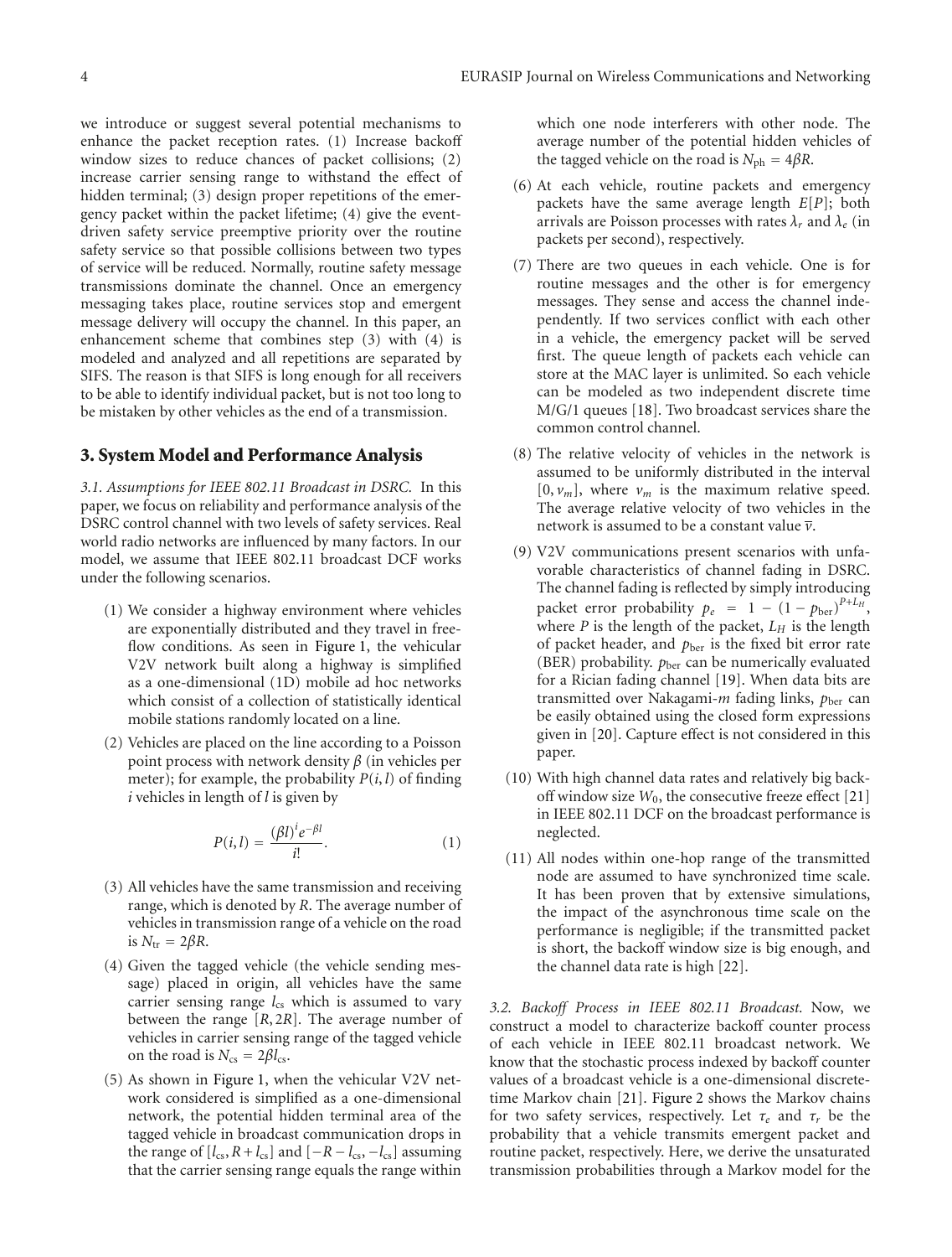we introduce or suggest several potential mechanisms to enhance the packet reception rates. (1) Increase backoff window sizes to reduce chances of packet collisions; (2) increase carrier sensing range to withstand the effect of hidden terminal; (3) design proper repetitions of the emergency packet within the packet lifetime; (4) give the event-driven safety service preemptive priority over the routine safety service so that possible collisions between two types of service will be reduced. Normally, routine safety message transmissions dominate the channel. Once an emergency messaging takes place, routine services stop and emergent message delivery will occupy the channel. In this paper, an enhancement scheme that combines step (3) with (4) is modeled and analyzed and all repetitions are separated by SIFS. The reason is that SIFS is long enough for all receivers to be able to identify individual packet, but is not too long to be mistaken by other vehicles as the end of a transmission.

## 3. System Model and Performance Analysis

*3.1. Assumptions for IEEE 802.11 Broadcast in DSRC.* In this paper, we focus on reliability and performance analysis of the DSRC control channel with two levels of safety services. Real world radio networks are influenced by many factors. In our model, we assume that IEEE 802.11 broadcast DCF works under the following scenarios.

(1) We consider a highway environment where vehicles are exponentially distributed and they travel in free-flow conditions. As seen in Figure 1, the vehicular V2V network built along a highway is simplified as a one-dimensional (1D) mobile ad hoc networks which consist of a collection of statistically identical mobile stations randomly located on a line.

(2) Vehicles are placed on the line according to a Poisson point process with network density $\beta$ (in vehicles per meter); for example, the probability $P(i,l)$ of finding $i$ vehicles in length of $l$ is given by

$$P(i,l) = \frac{(\beta l)^i e^{-\beta l}}{i!}. \tag{1}$$

(3) All vehicles have the same transmission and receiving range, which is denoted by $R$. The average number of vehicles in transmission range of a vehicle on the road is $N_{\text{tr}} = 2\beta R$.

(4) Given the tagged vehicle (the vehicle sending message) placed in origin, all vehicles have the same carrier sensing range $l_{\text{cs}}$ which is assumed to vary between the range $[R, 2R]$. The average number of vehicles in carrier sensing range of the tagged vehicle on the road is $N_{\text{cs}} = 2\beta l_{\text{cs}}$.

(5) As shown in Figure 1, when the vehicular V2V network considered is simplified as a one-dimensional network, the potential hidden terminal area of the tagged vehicle in broadcast communication drops in the range of $[l_{\text{cs}}, R + l_{\text{cs}}]$ and $[-R - l_{\text{cs}}, -l_{\text{cs}}]$ assuming that the carrier sensing range equals the range within which one node interferers with other node. The average number of the potential hidden vehicles of the tagged vehicle on the road is $N_{\text{ph}} = 4\beta R$.

(6) At each vehicle, routine packets and emergency packets have the same average length $E[P]$; both arrivals are Poisson processes with rates $\lambda_r$ and $\lambda_e$ (in packets per second), respectively.

(7) There are two queues in each vehicle. One is for routine messages and the other is for emergency messages. They sense and access the channel independently. If two services conflict with each other in a vehicle, the emergency packet will be served first. The queue length of packets each vehicle can store at the MAC layer is unlimited. So each vehicle can be modeled as two independent discrete time M/G/1 queues [18]. Two broadcast services share the common control channel.

(8) The relative velocity of vehicles in the network is assumed to be uniformly distributed in the interval $[0, v_m]$, where $v_m$ is the maximum relative speed. The average relative velocity of two vehicles in the network is assumed to be a constant value $\overline{v}$.

(9) V2V communications present scenarios with unfavorable characteristics of channel fading in DSRC. The channel fading is reflected by simply introducing packet error probability $p_e = 1 - (1 - p_{\text{ber}})^{P+L_H}$, where $P$ is the length of the packet, $L_H$ is the length of packet header, and $p_{\text{ber}}$ is the fixed bit error rate (BER) probability. $p_{\text{ber}}$ can be numerically evaluated for a Rician fading channel [19]. When data bits are transmitted over Nakagami-$m$ fading links, $p_{\text{ber}}$ can be easily obtained using the closed form expressions given in [20]. Capture effect is not considered in this paper.

(10) With high channel data rates and relatively big backoff window size $W_0$, the consecutive freeze effect [21] in IEEE 802.11 DCF on the broadcast performance is neglected.

(11) All nodes within one-hop range of the transmitted node are assumed to have synchronized time scale. It has been proven that by extensive simulations, the impact of the asynchronous time scale on the performance is negligible; if the transmitted packet is short, the backoff window size is big enough, and the channel data rate is high [22].

*3.2. Backoff Process in IEEE 802.11 Broadcast.* Now, we construct a model to characterize backoff counter process of each vehicle in IEEE 802.11 broadcast network. We know that the stochastic process indexed by backoff counter values of a broadcast vehicle is a one-dimensional discrete-time Markov chain [21]. Figure 2 shows the Markov chains for two safety services, respectively. Let $\tau_e$ and $\tau_r$ be the probability that a vehicle transmits emergent packet and routine packet, respectively. Here, we derive the unsaturated transmission probabilities through a Markov model for the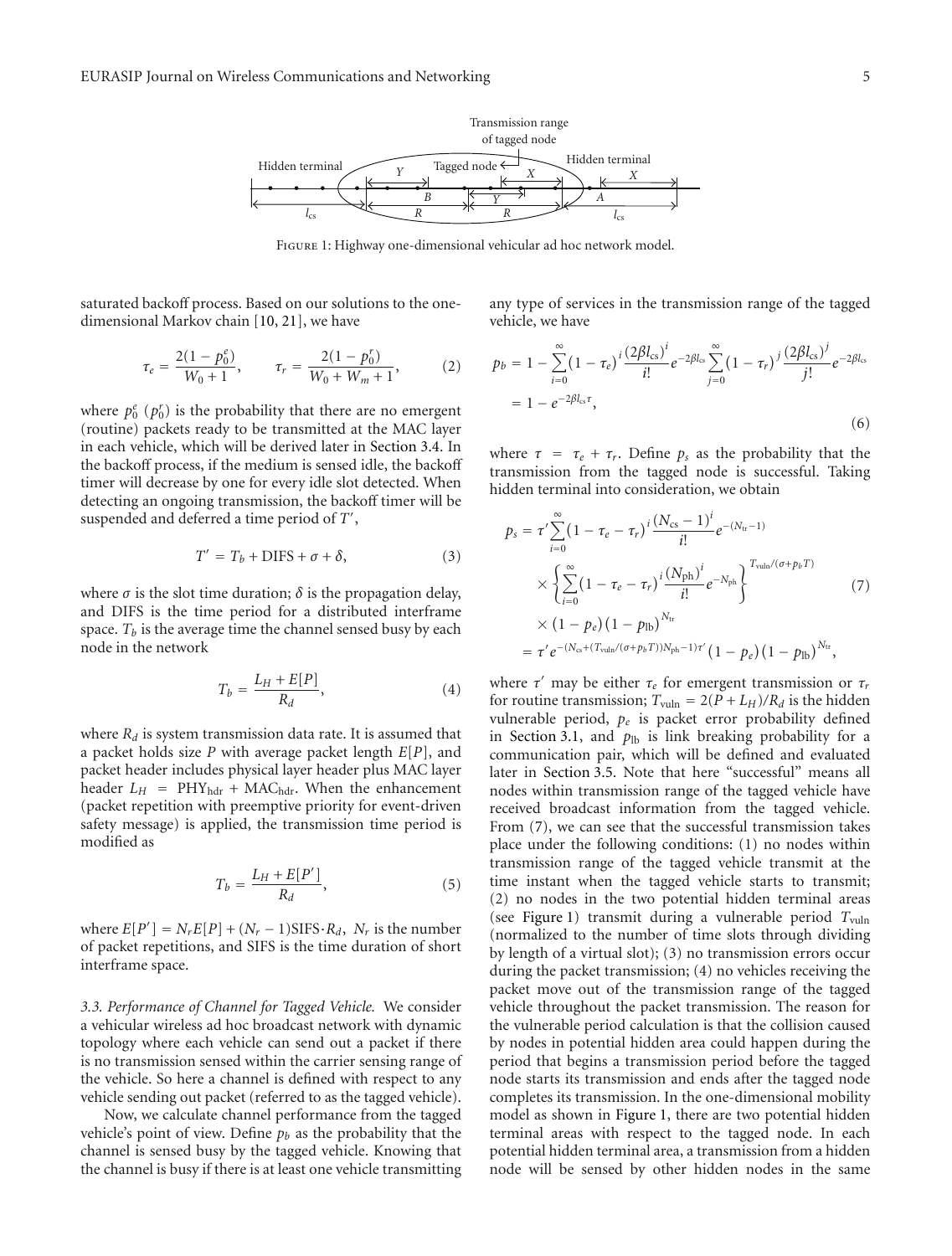Figure 1: Highway one-dimensional vehicular ad hoc network model.

saturated backoff process. Based on our solutions to the one-dimensional Markov chain [10, 21], we have

$$\tau_e = \frac{2(1-p_0^e)}{W_0+1}, \qquad \tau_r = \frac{2(1-p_0^r)}{W_0+W_m+1}, \tag{2}$$

where $p_0^e$ ($p_0^r$) is the probability that there are no emergent (routine) packets ready to be transmitted at the MAC layer in each vehicle, which will be derived later in Section 3.4. In the backoff process, if the medium is sensed idle, the backoff timer will decrease by one for every idle slot detected. When detecting an ongoing transmission, the backoff timer will be suspended and deferred a time period of $T'$,

$$T' = T_b + \text{DIFS} + \sigma + \delta, \tag{3}$$

where $\sigma$ is the slot time duration; $\delta$ is the propagation delay, and DIFS is the time period for a distributed interframe space. $T_b$ is the average time the channel sensed busy by each node in the network

$$T_b = \frac{L_H + E[P]}{R_d}, \tag{4}$$

where $R_d$ is system transmission data rate. It is assumed that a packet holds size $P$ with average packet length $E[P]$, and packet header includes physical layer header plus MAC layer header $L_H = \text{PHY}_{\text{hdr}} + \text{MAC}_{\text{hdr}}$. When the enhancement (packet repetition with preemptive priority for event-driven safety message) is applied, the transmission time period is modified as

$$T_b = \frac{L_H + E[P']}{R_d}, \tag{5}$$

where $E[P'] = N_r E[P] + (N_r - 1)\text{SIFS}\cdot R_d$, $N_r$ is the number of packet repetitions, and SIFS is the time duration of short interframe space.

*3.3. Performance of Channel for Tagged Vehicle.* We consider a vehicular wireless ad hoc broadcast network with dynamic topology where each vehicle can send out a packet if there is no transmission sensed within the carrier sensing range of the vehicle. So here a channel is defined with respect to any vehicle sending out packet (referred to as the tagged vehicle).

Now, we calculate channel performance from the tagged vehicle's point of view. Define $p_b$ as the probability that the channel is sensed busy by the tagged vehicle. Knowing that the channel is busy if there is at least one vehicle transmitting any type of services in the transmission range of the tagged vehicle, we have

$$\begin{aligned} p_b &= 1 - \sum_{i=0}^{\infty} (1-\tau_e)^i \frac{(2\beta l_{cs})^i}{i!} e^{-2\beta l_{cs}} \sum_{j=0}^{\infty} (1-\tau_r)^j \frac{(2\beta l_{cs})^j}{j!} e^{-2\beta l_{cs}} \\ &= 1 - e^{-2\beta l_{cs}\tau}, \end{aligned} \tag{6}$$

where $\tau = \tau_e + \tau_r$. Define $p_s$ as the probability that the transmission from the tagged node is successful. Taking hidden terminal into consideration, we obtain

$$\begin{aligned} p_s &= \tau' \sum_{i=0}^{\infty} (1-\tau_e-\tau_r)^i \frac{(N_{cs}-1)^i}{i!} e^{-(N_{tr}-1)} \\ &\quad \times \left\{ \sum_{i=0}^{\infty} (1-\tau_e-\tau_r)^i \frac{(N_{ph})^i}{i!} e^{-N_{ph}} \right\}^{T_{vuln}/(\sigma+p_b T)} \\ &\quad \times (1-p_e)(1-p_{lb})^{N_{tr}} \\ &= \tau' e^{-(N_{cs}+(T_{vuln}/(\sigma+p_b T))N_{ph}-1)\tau'} (1-p_e)(1-p_{lb})^{N_{tr}}, \end{aligned} \tag{7}$$

where $\tau'$ may be either $\tau_e$ for emergent transmission or $\tau_r$ for routine transmission; $T_{vuln} = 2(P + L_H)/R_d$ is the hidden vulnerable period, $p_e$ is packet error probability defined in Section 3.1, and $p_{lb}$ is link breaking probability for a communication pair, which will be defined and evaluated later in Section 3.5. Note that here "successful" means all nodes within transmission range of the tagged vehicle have received broadcast information from the tagged vehicle. From (7), we can see that the successful transmission takes place under the following conditions: (1) no nodes within transmission range of the tagged vehicle transmit at the time instant when the tagged vehicle starts to transmit; (2) no nodes in the two potential hidden terminal areas (see Figure 1) transmit during a vulnerable period $T_{vuln}$ (normalized to the number of time slots through dividing by length of a virtual slot); (3) no transmission errors occur during the packet transmission; (4) no vehicles receiving the packet move out of the transmission range of the tagged vehicle throughout the packet transmission. The reason for the vulnerable period calculation is that the collision caused by nodes in potential hidden area could happen during the period that begins a transmission period before the tagged node starts its transmission and ends after the tagged node completes its transmission. In the one-dimensional mobility model as shown in Figure 1, there are two potential hidden terminal areas with respect to the tagged node. In each potential hidden terminal area, a transmission from a hidden node will be sensed by other hidden nodes in the same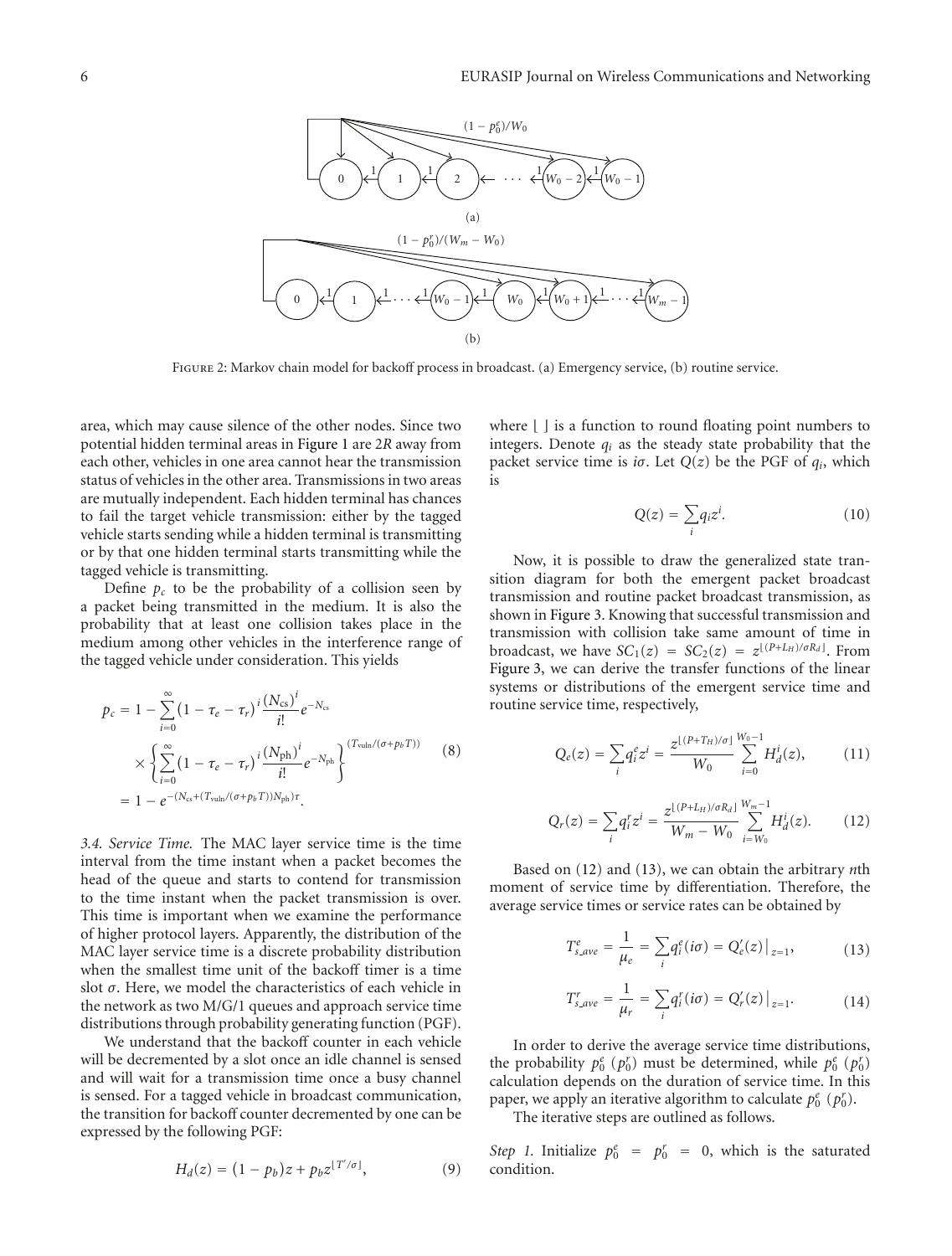FIGURE 2: Markov chain model for backoff process in broadcast. (a) Emergency service, (b) routine service.

area, which may cause silence of the other nodes. Since two potential hidden terminal areas in Figure 1 are $2R$ away from each other, vehicles in one area cannot hear the transmission status of vehicles in the other area. Transmissions in two areas are mutually independent. Each hidden terminal has chances to fail the target vehicle transmission: either by the tagged vehicle starts sending while a hidden terminal is transmitting or by that one hidden terminal starts transmitting while the tagged vehicle is transmitting.

Define $p_c$ to be the probability of a collision seen by a packet being transmitted in the medium. It is also the probability that at least one collision takes place in the medium among other vehicles in the interference range of the tagged vehicle under consideration. This yields

$$
\begin{aligned}
p_c &= 1 - \sum_{i=0}^{\infty} (1-\tau_e-\tau_r)^i \frac{(N_{\text{cs}})^i}{i!} e^{-N_{\text{cs}}} \\
&\quad \times \left\{ \sum_{i=0}^{\infty} (1-\tau_e-\tau_r)^i \frac{(N_{\text{ph}})^i}{i!} e^{-N_{\text{ph}}} \right\}^{(T_{\text{vuln}}/(\sigma+p_b T))} \\
&= 1 - e^{-(N_{\text{cs}}+(T_{\text{vuln}}/(\sigma+p_b T))N_{\text{ph}})\tau}.
\end{aligned} \tag{8}
$$

*3.4. Service Time.* The MAC layer service time is the time interval from the time instant when a packet becomes the head of the queue and starts to contend for transmission to the time instant when the packet transmission is over. This time is important when we examine the performance of higher protocol layers. Apparently, the distribution of the MAC layer service time is a discrete probability distribution when the smallest time unit of the backoff timer is a time slot $\sigma$. Here, we model the characteristics of each vehicle in the network as two M/G/1 queues and approach service time distributions through probability generating function (PGF).

We understand that the backoff counter in each vehicle will be decremented by a slot once an idle channel is sensed and will wait for a transmission time once a busy channel is sensed. For a tagged vehicle in broadcast communication, the transition for backoff counter decremented by one can be expressed by the following PGF:

$$
H_d(z) = (1-p_b)z + p_b z^{\lfloor T'/\sigma \rfloor}, \tag{9}
$$

where $\lfloor\ \rfloor$ is a function to round floating point numbers to integers. Denote $q_i$ as the steady state probability that the packet service time is $i\sigma$. Let $Q(z)$ be the PGF of $q_i$, which is

$$
Q(z) = \sum_i q_i z^i. \tag{10}
$$

Now, it is possible to draw the generalized state transition diagram for both the emergent packet broadcast transmission and routine packet broadcast transmission, as shown in Figure 3. Knowing that successful transmission and transmission with collision take same amount of time in broadcast, we have $SC_1(z) = SC_2(z) = z^{\lfloor (P+L_H)/\sigma R_d \rfloor}$. From Figure 3, we can derive the transfer functions of the linear systems or distributions of the emergent service time and routine service time, respectively,

$$
Q_e(z) = \sum_i q_i^e z^i = \frac{z^{\lfloor (P+T_H)/\sigma \rfloor}}{W_0} \sum_{i=0}^{W_0-1} H_d^i(z), \tag{11}
$$

$$
Q_r(z) = \sum_i q_i^r z^i = \frac{z^{\lfloor (P+L_H)/\sigma R_d \rfloor}}{W_m - W_0} \sum_{i=W_0}^{W_m-1} H_d^i(z). \tag{12}
$$

Based on (12) and (13), we can obtain the arbitrary $n$th moment of service time by differentiation. Therefore, the average service times or service rates can be obtained by

$$
T_{s\_ave}^e = \frac{1}{\mu_e} = \sum_i q_i^e (i\sigma) = Q_e'(z)\big|_{z=1}, \tag{13}
$$

$$
T_{s\_ave}^r = \frac{1}{\mu_r} = \sum_i q_i^r (i\sigma) = Q_r'(z)\big|_{z=1}. \tag{14}
$$

In order to derive the average service time distributions, the probability $p_0^e$ ($p_0^r$) must be determined, while $p_0^e$ ($p_0^r$) calculation depends on the duration of service time. In this paper, we apply an iterative algorithm to calculate $p_0^e$ ($p_0^r$).

The iterative steps are outlined as follows.

*Step 1.* Initialize $p_0^e = p_0^r = 0$, which is the saturated condition.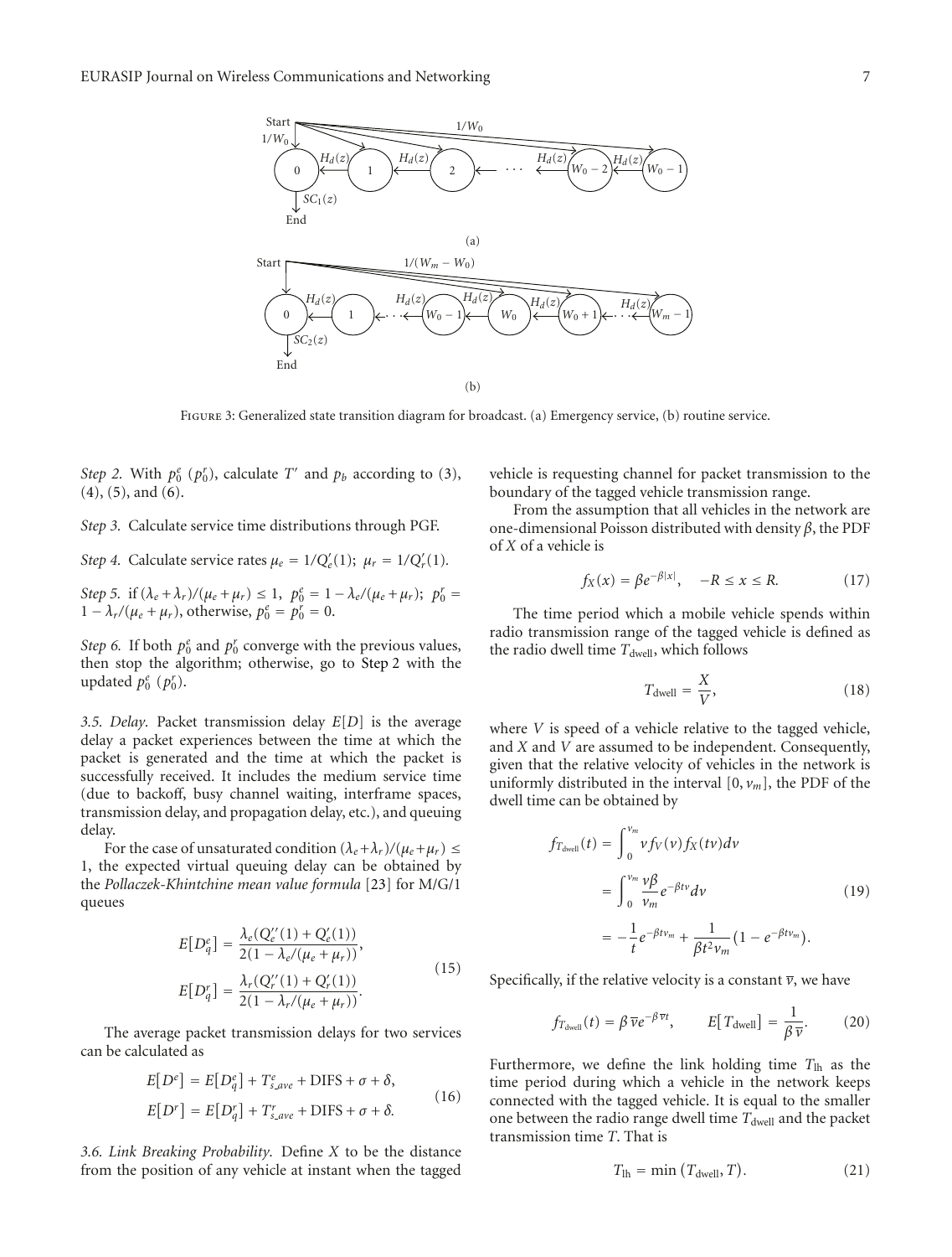FIGURE 3: Generalized state transition diagram for broadcast. (a) Emergency service, (b) routine service.

*Step 2.* With $p_0^e$ ($p_0^r$), calculate $T'$ and $p_b$ according to (3), (4), (5), and (6).

*Step 3.* Calculate service time distributions through PGF.

*Step 4.* Calculate service rates $\mu_e = 1/Q_e'(1)$; $\mu_r = 1/Q_r'(1)$.

*Step 5.* if $(\lambda_e + \lambda_r)/(\mu_e + \mu_r) \leq 1$, $p_0^e = 1 - \lambda_e/(\mu_e + \mu_r)$; $p_0^r = 1 - \lambda_r/(\mu_e + \mu_r)$, otherwise, $p_0^e = p_0^r = 0$.

*Step 6.* If both $p_0^e$ and $p_0^r$ converge with the previous values, then stop the algorithm; otherwise, go to Step 2 with the updated $p_0^e$ ($p_0^r$).

*3.5. Delay.* Packet transmission delay $E[D]$ is the average delay a packet experiences between the time at which the packet is generated and the time at which the packet is successfully received. It includes the medium service time (due to backoff, busy channel waiting, interframe spaces, transmission delay, and propagation delay, etc.), and queuing delay.

For the case of unsaturated condition $(\lambda_e + \lambda_r)/(\mu_e + \mu_r) \leq 1$, the expected virtual queuing delay can be obtained by the *Pollaczek-Khintchine mean value formula* [23] for M/G/1 queues

$$E[D_q^e] = \frac{\lambda_e(Q_e''(1) + Q_e'(1))}{2(1 - \lambda_e/(\mu_e + \mu_r))},$$
$$E[D_q^r] = \frac{\lambda_r(Q_r''(1) + Q_r'(1))}{2(1 - \lambda_r/(\mu_e + \mu_r))}. \tag{15}$$

The average packet transmission delays for two services can be calculated as

$$E[D^e] = E[D_q^e] + T_{s\_ave}^e + \text{DIFS} + \sigma + \delta,$$
$$E[D^r] = E[D_q^r] + T_{s\_ave}^r + \text{DIFS} + \sigma + \delta. \tag{16}$$

*3.6. Link Breaking Probability.* Define $X$ to be the distance from the position of any vehicle at instant when the tagged vehicle is requesting channel for packet transmission to the boundary of the tagged vehicle transmission range.

From the assumption that all vehicles in the network are one-dimensional Poisson distributed with density $\beta$, the PDF of $X$ of a vehicle is

$$f_X(x) = \beta e^{-\beta|x|}, \quad -R \leq x \leq R. \tag{17}$$

The time period which a mobile vehicle spends within radio transmission range of the tagged vehicle is defined as the radio dwell time $T_{\text{dwell}}$, which follows

$$T_{\text{dwell}} = \frac{X}{V}, \tag{18}$$

where $V$ is speed of a vehicle relative to the tagged vehicle, and $X$ and $V$ are assumed to be independent. Consequently, given that the relative velocity of vehicles in the network is uniformly distributed in the interval $[0, v_m]$, the PDF of the dwell time can be obtained by

$$\begin{aligned} f_{T_{\text{dwell}}}(t) &= \int_0^{v_m} v f_V(v) f_X(tv) dv \\ &= \int_0^{v_m} \frac{v\beta}{v_m} e^{-\beta t v} dv \\ &= -\frac{1}{t} e^{-\beta t v_m} + \frac{1}{\beta t^2 v_m}\left(1 - e^{-\beta t v_m}\right). \end{aligned} \tag{19}$$

Specifically, if the relative velocity is a constant $\overline{v}$, we have

$$f_{T_{\text{dwell}}}(t) = \beta \overline{v} e^{-\beta \overline{v} t}, \qquad E[T_{\text{dwell}}] = \frac{1}{\beta \overline{v}}. \tag{20}$$

Furthermore, we define the link holding time $T_{\text{lh}}$ as the time period during which a vehicle in the network keeps connected with the tagged vehicle. It is equal to the smaller one between the radio range dwell time $T_{\text{dwell}}$ and the packet transmission time $T$. That is

$$T_{\text{lh}} = \min(T_{\text{dwell}}, T). \tag{21}$$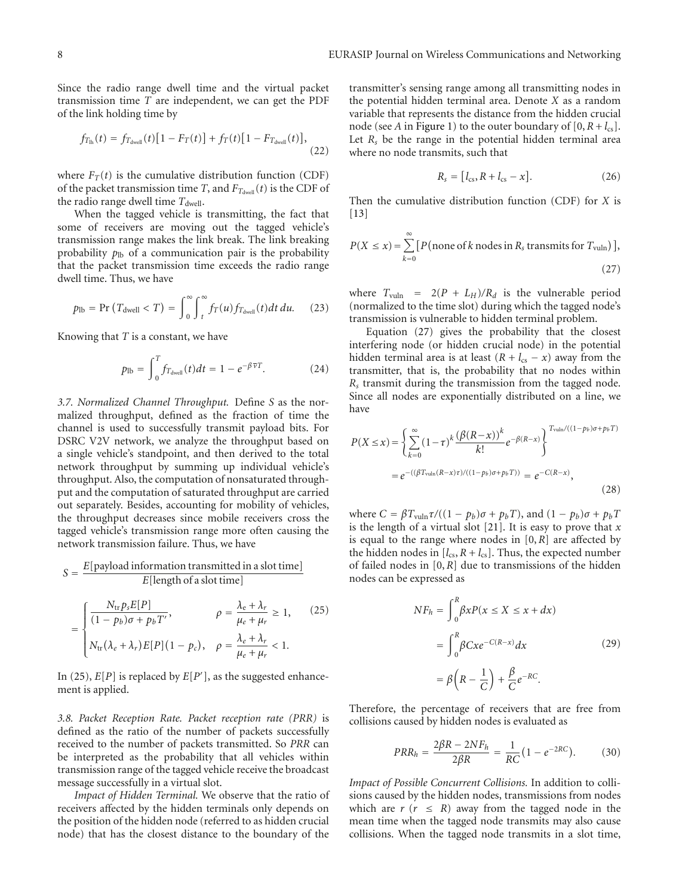Since the radio range dwell time and the virtual packet transmission time $T$ are independent, we can get the PDF of the link holding time by

$$f_{T_{\text{lh}}}(t) = f_{T_{\text{dwell}}}(t)\left[1 - F_T(t)\right] + f_T(t)\left[1 - F_{T_{\text{dwell}}}(t)\right], \tag{22}$$

where $F_T(t)$ is the cumulative distribution function (CDF) of the packet transmission time $T$, and $F_{T_{\text{dwell}}}(t)$ is the CDF of the radio range dwell time $T_{\text{dwell}}$.

When the tagged vehicle is transmitting, the fact that some of receivers are moving out the tagged vehicle's transmission range makes the link break. The link breaking probability $p_{\text{lb}}$ of a communication pair is the probability that the packet transmission time exceeds the radio range dwell time. Thus, we have

$$p_{\text{lb}} = \Pr\left(T_{\text{dwell}} < T\right) = \int_0^\infty \int_t^\infty f_T(u) f_{T_{\text{dwell}}}(t)\,dt\,du. \tag{23}$$

Knowing that $T$ is a constant, we have

$$p_{\text{lb}} = \int_0^T f_{T_{\text{dwell}}}(t)\,dt = 1 - e^{-\beta \overline{v} T}. \tag{24}$$

*3.7. Normalized Channel Throughput.* Define $S$ as the normalized throughput, defined as the fraction of time the channel is used to successfully transmit payload bits. For DSRC V2V network, we analyze the throughput based on a single vehicle's standpoint, and then derived to the total network throughput by summing up individual vehicle's throughput. Also, the computation of nonsaturated throughput and the computation of saturated throughput are carried out separately. Besides, accounting for mobility of vehicles, the throughput decreases since mobile receivers cross the tagged vehicle's transmission range more often causing the network transmission failure. Thus, we have

$$S = \frac{E[\text{payload information transmitted in a slot time}]}{E[\text{length of a slot time}]}$$

$$= \begin{cases} \dfrac{N_{\text{tr}} p_s E[P]}{(1-p_b)\sigma + p_b T'}, & \rho = \dfrac{\lambda_e + \lambda_r}{\mu_e + \mu_r} \geq 1, \\[2ex] N_{\text{tr}}(\lambda_e + \lambda_r) E[P](1 - p_c), & \rho = \dfrac{\lambda_e + \lambda_r}{\mu_e + \mu_r} < 1. \end{cases} \tag{25}$$

In (25), $E[P]$ is replaced by $E[P']$, as the suggested enhancement is applied.

*3.8. Packet Reception Rate. Packet reception rate (PRR)* is defined as the ratio of the number of packets successfully received to the number of packets transmitted. So *PRR* can be interpreted as the probability that all vehicles within transmission range of the tagged vehicle receive the broadcast message successfully in a virtual slot.

*Impact of Hidden Terminal.* We observe that the ratio of receivers affected by the hidden terminals only depends on the position of the hidden node (referred to as hidden crucial node) that has the closest distance to the boundary of the transmitter's sensing range among all transmitting nodes in the potential hidden terminal area. Denote $X$ as a random variable that represents the distance from the hidden crucial node (see $A$ in Figure 1) to the outer boundary of $[0, R + l_{\text{cs}}]$. Let $R_s$ be the range in the potential hidden terminal area where no node transmits, such that

$$R_s = \left[l_{\text{cs}}, R + l_{\text{cs}} - x\right]. \tag{26}$$

Then the cumulative distribution function (CDF) for $X$ is [13]

$$P(X \leq x) = \sum_{k=0}^{\infty} \left[P(\text{none of } k \text{ nodes in } R_s \text{ transmits for } T_{\text{vuln}})\right], \tag{27}$$

where $T_{\text{vuln}} = 2(P + L_H)/R_d$ is the vulnerable period (normalized to the time slot) during which the tagged node's transmission is vulnerable to hidden terminal problem.

Equation (27) gives the probability that the closest interfering node (or hidden crucial node) in the potential hidden terminal area is at least $(R + l_{\text{cs}} - x)$ away from the transmitter, that is, the probability that no nodes within $R_s$ transmit during the transmission from the tagged node. Since all nodes are exponentially distributed on a line, we have

$$\begin{aligned} P(X \leq x) &= \left\{ \sum_{k=0}^{\infty} (1-\tau)^k \frac{\left(\beta(R-x)\right)^k}{k!} e^{-\beta(R-x)} \right\}^{T_{\text{vuln}}/((1-p_b)\sigma + p_b T)} \\ &= e^{-((\beta T_{\text{vuln}}(R-x)\tau)/((1-p_b)\sigma + p_b T))} = e^{-C(R-x)}, \end{aligned} \tag{28}$$

where $C = \beta T_{\text{vuln}} \tau / ((1-p_b)\sigma + p_b T)$, and $(1-p_b)\sigma + p_b T$ is the length of a virtual slot [21]. It is easy to prove that $x$ is equal to the range where nodes in $[0, R]$ are affected by the hidden nodes in $[l_{\text{cs}}, R + l_{\text{cs}}]$. Thus, the expected number of failed nodes in $[0, R]$ due to transmissions of the hidden nodes can be expressed as

$$\begin{aligned} NF_h &= \int_0^R \beta x P(x \leq X \leq x + dx) \\ &= \int_0^R \beta C x e^{-C(R-x)} dx \\ &= \beta\left(R - \frac{1}{C}\right) + \frac{\beta}{C} e^{-RC}. \end{aligned} \tag{29}$$

Therefore, the percentage of receivers that are free from collisions caused by hidden nodes is evaluated as

$$PRR_h = \frac{2\beta R - 2NF_h}{2\beta R} = \frac{1}{RC}\left(1 - e^{-2RC}\right). \tag{30}$$

*Impact of Possible Concurrent Collisions.* In addition to collisions caused by the hidden nodes, transmissions from nodes which are $r$ $(r \leq R)$ away from the tagged node in the mean time when the tagged node transmits may also cause collisions. When the tagged node transmits in a slot time,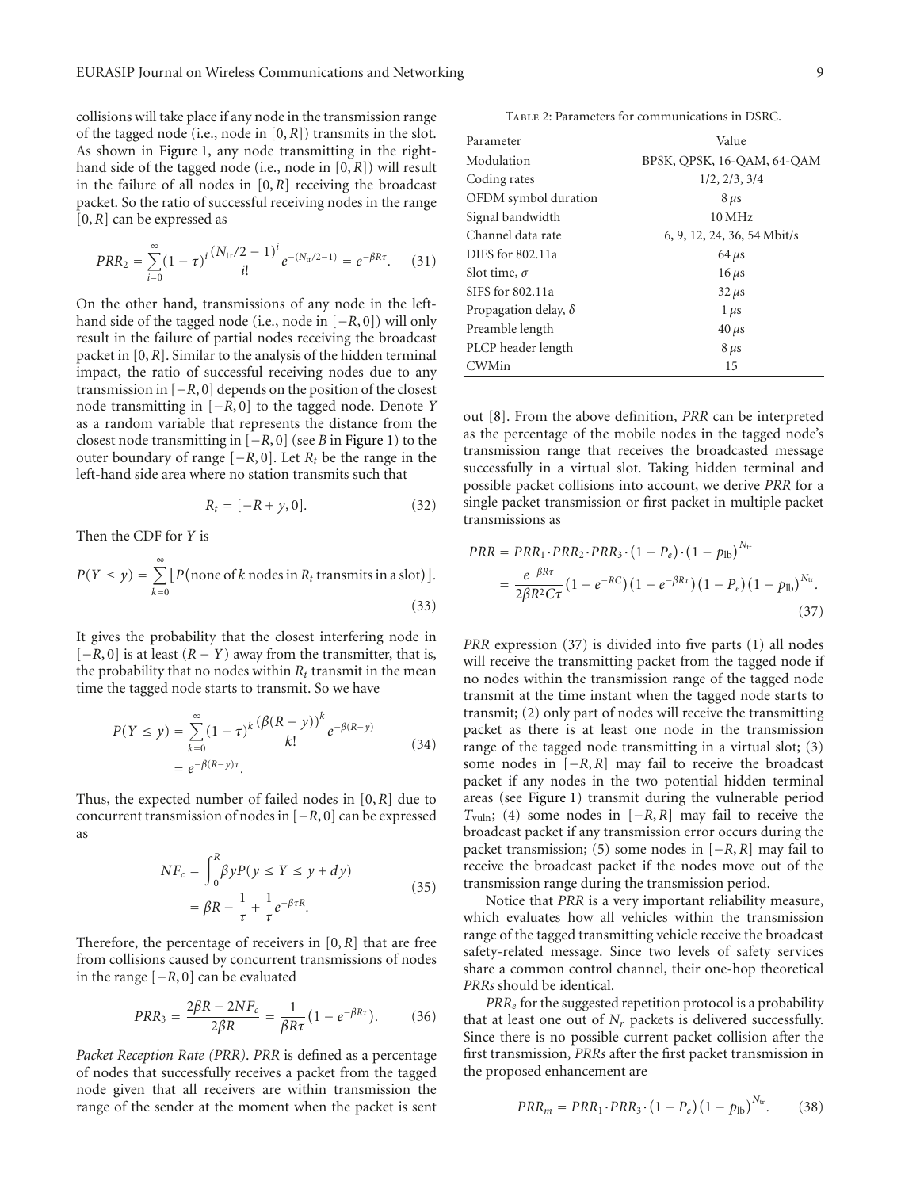collisions will take place if any node in the transmission range of the tagged node (i.e., node in $[0, R]$) transmits in the slot. As shown in Figure 1, any node transmitting in the right-hand side of the tagged node (i.e., node in $[0, R]$) will result in the failure of all nodes in $[0, R]$ receiving the broadcast packet. So the ratio of successful receiving nodes in the range $[0, R]$ can be expressed as

$$PRR_2 = \sum_{i=0}^{\infty} (1-\tau)^i \frac{(N_{\text{tr}}/2-1)^i}{i!} e^{-(N_{\text{tr}}/2-1)} = e^{-\beta R \tau}. \quad (31)$$

On the other hand, transmissions of any node in the left-hand side of the tagged node (i.e., node in $[-R, 0]$) will only result in the failure of partial nodes receiving the broadcast packet in $[0, R]$. Similar to the analysis of the hidden terminal impact, the ratio of successful receiving nodes due to any transmission in $[-R, 0]$ depends on the position of the closest node transmitting in $[-R, 0]$ to the tagged node. Denote $Y$ as a random variable that represents the distance from the closest node transmitting in $[-R, 0]$ (see $B$ in Figure 1) to the outer boundary of range $[-R, 0]$. Let $R_t$ be the range in the left-hand side area where no station transmits such that

$$R_t = [-R + y, 0]. \quad (32)$$

Then the CDF for $Y$ is

$$P(Y \le y) = \sum_{k=0}^{\infty} [P(\text{none of } k \text{ nodes in } R_t \text{ transmits in a slot})]. \quad (33)$$

It gives the probability that the closest interfering node in $[-R, 0]$ is at least $(R - Y)$ away from the transmitter, that is, the probability that no nodes within $R_t$ transmit in the mean time the tagged node starts to transmit. So we have

$$\begin{aligned} P(Y \le y) &= \sum_{k=0}^{\infty} (1-\tau)^k \frac{(\beta(R-y))^k}{k!} e^{-\beta(R-y)} \\ &= e^{-\beta(R-y)\tau}. \end{aligned} \quad (34)$$

Thus, the expected number of failed nodes in $[0, R]$ due to concurrent transmission of nodes in $[-R, 0]$ can be expressed as

$$\begin{aligned} NF_c &= \int_0^R \beta y P(y \le Y \le y + dy) \\ &= \beta R - \frac{1}{\tau} + \frac{1}{\tau} e^{-\beta \tau R}. \end{aligned} \quad (35)$$

Therefore, the percentage of receivers in $[0, R]$ that are free from collisions caused by concurrent transmissions of nodes in the range $[-R, 0]$ can be evaluated

$$PRR_3 = \frac{2\beta R - 2NF_c}{2\beta R} = \frac{1}{\beta R \tau}\left(1 - e^{-\beta R \tau}\right). \quad (36)$$

*Packet Reception Rate (PRR)*. *PRR* is defined as a percentage of nodes that successfully receives a packet from the tagged node given that all receivers are within transmission the range of the sender at the moment when the packet is sent out [8]. From the above definition, *PRR* can be interpreted as the percentage of the mobile nodes in the tagged node's transmission range that receives the broadcasted message successfully in a virtual slot. Taking hidden terminal and possible packet collisions into account, we derive *PRR* for a single packet transmission or first packet in multiple packet transmissions as

$$\begin{aligned} PRR &= PRR_1 \cdot PRR_2 \cdot PRR_3 \cdot (1 - P_e) \cdot (1 - p_{\text{lb}})^{N_{\text{tr}}} \\ &= \frac{e^{-\beta R \tau}}{2\beta R^2 C \tau}\left(1 - e^{-RC}\right)\left(1 - e^{-\beta R \tau}\right)(1 - P_e)(1 - p_{\text{lb}})^{N_{\text{tr}}}. \end{aligned} \quad (37)$$

*PRR* expression (37) is divided into five parts (1) all nodes will receive the transmitting packet from the tagged node if no nodes within the transmission range of the tagged node transmit at the time instant when the tagged node starts to transmit; (2) only part of nodes will receive the transmitting packet as there is at least one node in the transmission range of the tagged node transmitting in a virtual slot; (3) some nodes in $[-R, R]$ may fail to receive the broadcast packet if any nodes in the two potential hidden terminal areas (see Figure 1) transmit during the vulnerable period $T_{\text{vuln}}$; (4) some nodes in $[-R, R]$ may fail to receive the broadcast packet if any transmission error occurs during the packet transmission; (5) some nodes in $[-R, R]$ may fail to receive the broadcast packet if the nodes move out of the transmission range during the transmission period.

Notice that *PRR* is a very important reliability measure, which evaluates how all vehicles within the transmission range of the tagged transmitting vehicle receive the broadcast safety-related message. Since two levels of safety services share a common control channel, their one-hop theoretical *PRRs* should be identical.

$PRR_e$ for the suggested repetition protocol is a probability that at least one out of $N_r$ packets is delivered successfully. Since there is no possible current packet collision after the first transmission, *PRRs* after the first packet transmission in the proposed enhancement are

$$PRR_m = PRR_1 \cdot PRR_3 \cdot (1 - P_e)(1 - p_{\text{lb}})^{N_{\text{tr}}}. \quad (38)$$

Table 2: Parameters for communications in DSRC.

| Parameter | Value |
|---|---|
| Modulation | BPSK, QPSK, 16-QAM, 64-QAM |
| Coding rates | 1/2, 2/3, 3/4 |
| OFDM symbol duration | 8 $\mu$s |
| Signal bandwidth | 10 MHz |
| Channel data rate | 6, 9, 12, 24, 36, 54 Mbit/s |
| DIFS for 802.11a | 64 $\mu$s |
| Slot time, $\sigma$ | 16 $\mu$s |
| SIFS for 802.11a | 32 $\mu$s |
| Propagation delay, $\delta$ | 1 $\mu$s |
| Preamble length | 40 $\mu$s |
| PLCP header length | 8 $\mu$s |
| CWMin | 15 |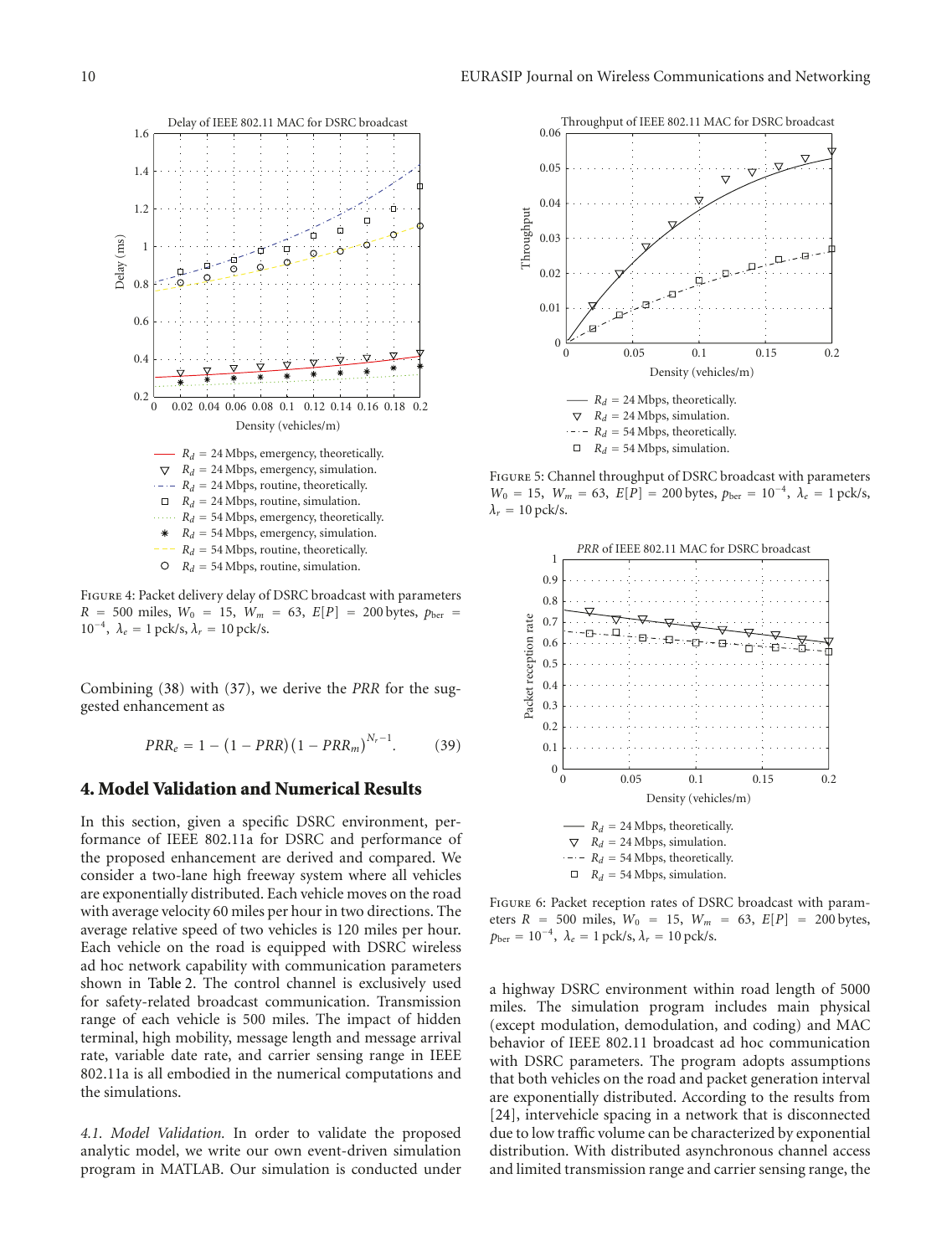Figure 4: Packet delivery delay of DSRC broadcast with parameters $R = 500$ miles, $W_0 = 15$, $W_m = 63$, $E[P] = 200$ bytes, $p_{ber} = 10^{-4}$, $\lambda_e = 1$ pck/s, $\lambda_r = 10$ pck/s.

Combining (38) with (37), we derive the *PRR* for the suggested enhancement as

$$PRR_e = 1 - (1 - PRR)(1 - PRR_m)^{N_r - 1}. \quad (39)$$

## 4. Model Validation and Numerical Results

In this section, given a specific DSRC environment, performance of IEEE 802.11a for DSRC and performance of the proposed enhancement are derived and compared. We consider a two-lane high freeway system where all vehicles are exponentially distributed. Each vehicle moves on the road with average velocity 60 miles per hour in two directions. The average relative speed of two vehicles is 120 miles per hour. Each vehicle on the road is equipped with DSRC wireless ad hoc network capability with communication parameters shown in Table 2. The control channel is exclusively used for safety-related broadcast communication. Transmission range of each vehicle is 500 miles. The impact of hidden terminal, high mobility, message length and message arrival rate, variable date rate, and carrier sensing range in IEEE 802.11a is all embodied in the numerical computations and the simulations.

*4.1. Model Validation.* In order to validate the proposed analytic model, we write our own event-driven simulation program in MATLAB. Our simulation is conducted under a highway DSRC environment within road length of 5000 miles. The simulation program includes main physical (except modulation, demodulation, and coding) and MAC behavior of IEEE 802.11 broadcast ad hoc communication with DSRC parameters. The program adopts assumptions that both vehicles on the road and packet generation interval are exponentially distributed. According to the results from [24], intervehicle spacing in a network that is disconnected due to low traffic volume can be characterized by exponential distribution. With distributed asynchronous channel access and limited transmission range and carrier sensing range, the

Figure 5: Channel throughput of DSRC broadcast with parameters $W_0 = 15$, $W_m = 63$, $E[P] = 200$ bytes, $p_{ber} = 10^{-4}$, $\lambda_e = 1$ pck/s, $\lambda_r = 10$ pck/s.

Figure 6: Packet reception rates of DSRC broadcast with parameters $R = 500$ miles, $W_0 = 15$, $W_m = 63$, $E[P] = 200$ bytes, $p_{ber} = 10^{-4}$, $\lambda_e = 1$ pck/s, $\lambda_r = 10$ pck/s.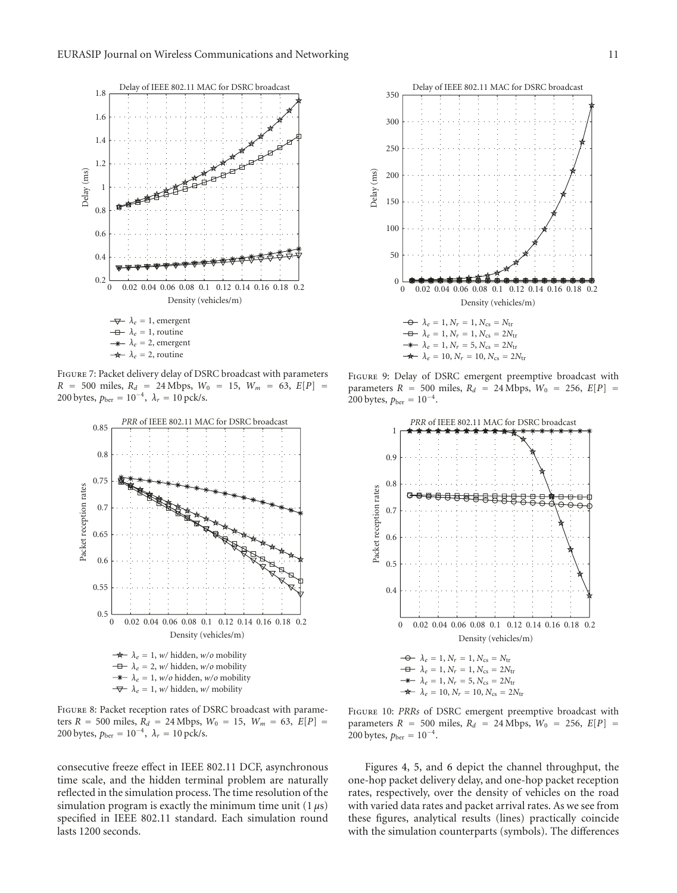Figure 7: Packet delivery delay of DSRC broadcast with parameters $R = 500$ miles, $R_d = 24$ Mbps, $W_0 = 15$, $W_m = 63$, $E[P] = 200$ bytes, $p_{\text{ber}} = 10^{-4}$, $\lambda_r = 10$ pck/s.

Figure 8: Packet reception rates of DSRC broadcast with parameters $R = 500$ miles, $R_d = 24$ Mbps, $W_0 = 15$, $W_m = 63$, $E[P] = 200$ bytes, $p_{\text{ber}} = 10^{-4}$, $\lambda_r = 10$ pck/s.

Figure 9: Delay of DSRC emergent preemptive broadcast with parameters $R = 500$ miles, $R_d = 24$ Mbps, $W_0 = 256$, $E[P] = 200$ bytes, $p_{\text{ber}} = 10^{-4}$.

Figure 10: *PRRs* of DSRC emergent preemptive broadcast with parameters $R = 500$ miles, $R_d = 24$ Mbps, $W_0 = 256$, $E[P] = 200$ bytes, $p_{\text{ber}} = 10^{-4}$.

consecutive freeze effect in IEEE 802.11 DCF, asynchronous time scale, and the hidden terminal problem are naturally reflected in the simulation process. The time resolution of the simulation program is exactly the minimum time unit ($1\,\mu$s) specified in IEEE 802.11 standard. Each simulation round lasts 1200 seconds.

Figures 4, 5, and 6 depict the channel throughput, the one-hop packet delivery delay, and one-hop packet reception rates, respectively, over the density of vehicles on the road with varied data rates and packet arrival rates. As we see from these figures, analytical results (lines) practically coincide with the simulation counterparts (symbols). The differences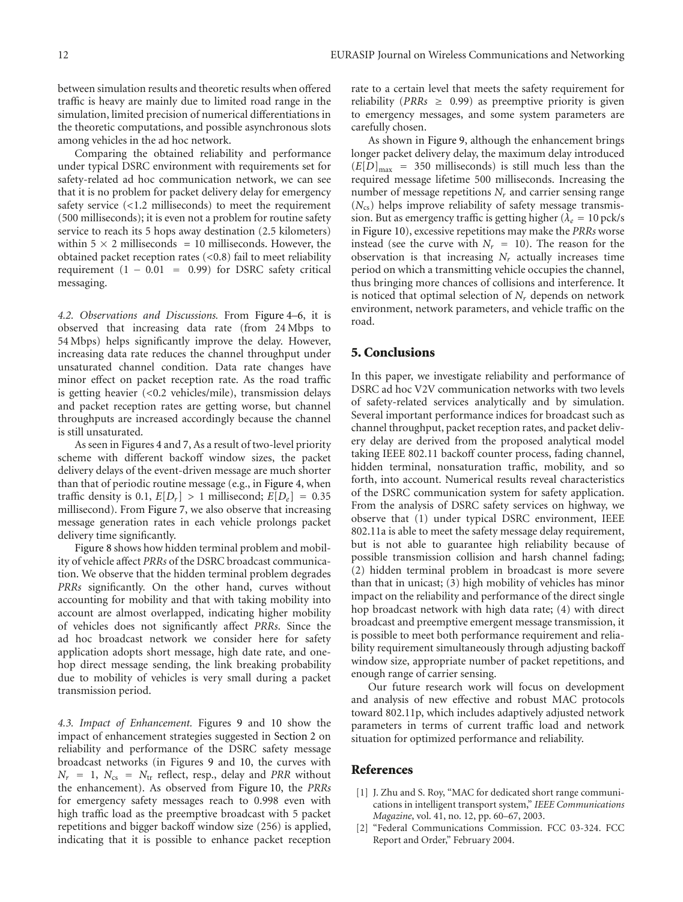between simulation results and theoretic results when offered traffic is heavy are mainly due to limited road range in the simulation, limited precision of numerical differentiations in the theoretic computations, and possible asynchronous slots among vehicles in the ad hoc network.

Comparing the obtained reliability and performance under typical DSRC environment with requirements set for safety-related ad hoc communication network, we can see that it is no problem for packet delivery delay for emergency safety service (<1.2 milliseconds) to meet the requirement (500 milliseconds); it is even not a problem for routine safety service to reach its 5 hops away destination (2.5 kilometers) within $5 \times 2$ milliseconds $= 10$ milliseconds. However, the obtained packet reception rates (<0.8) fail to meet reliability requirement $(1 - 0.01 = 0.99)$ for DSRC safety critical messaging.

*4.2. Observations and Discussions.* From Figure 4–6, it is observed that increasing data rate (from 24 Mbps to 54 Mbps) helps significantly improve the delay. However, increasing data rate reduces the channel throughput under unsaturated channel condition. Data rate changes have minor effect on packet reception rate. As the road traffic is getting heavier (<0.2 vehicles/mile), transmission delays and packet reception rates are getting worse, but channel throughputs are increased accordingly because the channel is still unsaturated.

As seen in Figures 4 and 7, As a result of two-level priority scheme with different backoff window sizes, the packet delivery delays of the event-driven message are much shorter than that of periodic routine message (e.g., in Figure 4, when traffic density is 0.1, $E[D_r] > 1$ millisecond; $E[D_e] = 0.35$ millisecond). From Figure 7, we also observe that increasing message generation rates in each vehicle prolongs packet delivery time significantly.

Figure 8 shows how hidden terminal problem and mobility of vehicle affect *PRRs* of the DSRC broadcast communication. We observe that the hidden terminal problem degrades *PRRs* significantly. On the other hand, curves without accounting for mobility and that with taking mobility into account are almost overlapped, indicating higher mobility of vehicles does not significantly affect *PRRs*. Since the ad hoc broadcast network we consider here for safety application adopts short message, high date rate, and one-hop direct message sending, the link breaking probability due to mobility of vehicles is very small during a packet transmission period.

*4.3. Impact of Enhancement.* Figures 9 and 10 show the impact of enhancement strategies suggested in Section 2 on reliability and performance of the DSRC safety message broadcast networks (in Figures 9 and 10, the curves with $N_r = 1$, $N_{cs} = N_{tr}$ reflect, resp., delay and *PRR* without the enhancement). As observed from Figure 10, the *PRRs* for emergency safety messages reach to 0.998 even with high traffic load as the preemptive broadcast with 5 packet repetitions and bigger backoff window size (256) is applied, indicating that it is possible to enhance packet reception rate to a certain level that meets the safety requirement for reliability (*PRRs* $\geq 0.99$) as preemptive priority is given to emergency messages, and some system parameters are carefully chosen.

As shown in Figure 9, although the enhancement brings longer packet delivery delay, the maximum delay introduced $(E[D]_{\max} = 350$ milliseconds) is still much less than the required message lifetime 500 milliseconds. Increasing the number of message repetitions $N_r$ and carrier sensing range ($N_{cs}$) helps improve reliability of safety message transmission. But as emergency traffic is getting higher ($\lambda_e = 10$ pck/s in Figure 10), excessive repetitions may make the *PRRs* worse instead (see the curve with $N_r = 10$). The reason for the observation is that increasing $N_r$ actually increases time period on which a transmitting vehicle occupies the channel, thus bringing more chances of collisions and interference. It is noticed that optimal selection of $N_r$ depends on network environment, network parameters, and vehicle traffic on the road.

## 5. Conclusions

In this paper, we investigate reliability and performance of DSRC ad hoc V2V communication networks with two levels of safety-related services analytically and by simulation. Several important performance indices for broadcast such as channel throughput, packet reception rates, and packet delivery delay are derived from the proposed analytical model taking IEEE 802.11 backoff counter process, fading channel, hidden terminal, nonsaturation traffic, mobility, and so forth, into account. Numerical results reveal characteristics of the DSRC communication system for safety application. From the analysis of DSRC safety services on highway, we observe that (1) under typical DSRC environment, IEEE 802.11a is able to meet the safety message delay requirement, but is not able to guarantee high reliability because of possible transmission collision and harsh channel fading; (2) hidden terminal problem in broadcast is more severe than that in unicast; (3) high mobility of vehicles has minor impact on the reliability and performance of the direct single hop broadcast network with high data rate; (4) with direct broadcast and preemptive emergent message transmission, it is possible to meet both performance requirement and reliability requirement simultaneously through adjusting backoff window size, appropriate number of packet repetitions, and enough range of carrier sensing.

Our future research work will focus on development and analysis of new effective and robust MAC protocols toward 802.11p, which includes adaptively adjusted network parameters in terms of current traffic load and network situation for optimized performance and reliability.

## References

[1] J. Zhu and S. Roy, "MAC for dedicated short range communications in intelligent transport system," *IEEE Communications Magazine*, vol. 41, no. 12, pp. 60–67, 2003.

[2] "Federal Communications Commission. FCC 03-324. FCC Report and Order," February 2004.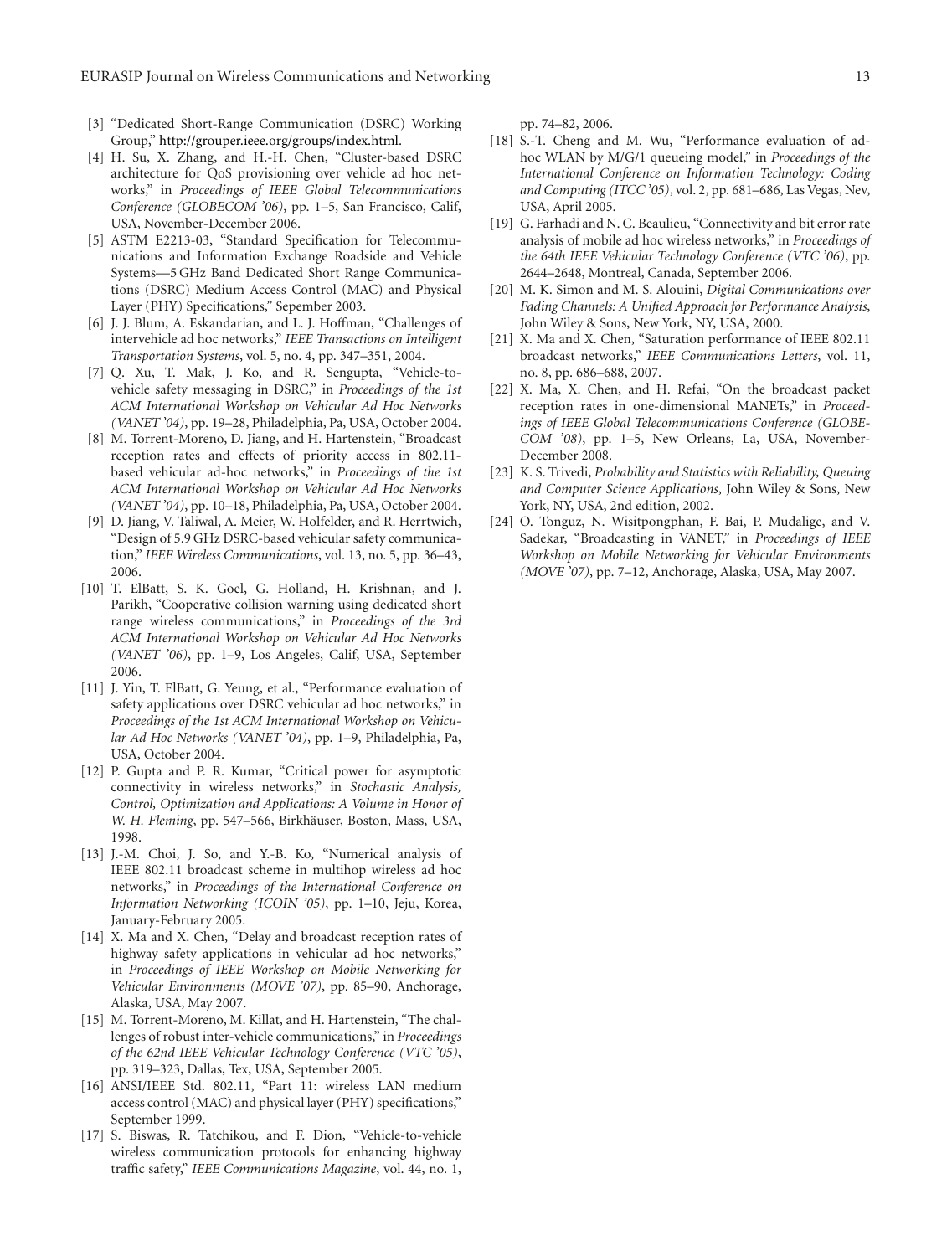[3] "Dedicated Short-Range Communication (DSRC) Working Group," http://grouper.ieee.org/groups/index.html.

[4] H. Su, X. Zhang, and H.-H. Chen, "Cluster-based DSRC architecture for QoS provisioning over vehicle ad hoc networks," in *Proceedings of IEEE Global Telecommunications Conference (GLOBECOM '06)*, pp. 1–5, San Francisco, Calif, USA, November-December 2006.

[5] ASTM E2213-03, "Standard Specification for Telecommunications and Information Exchange Roadside and Vehicle Systems—5 GHz Band Dedicated Short Range Communications (DSRC) Medium Access Control (MAC) and Physical Layer (PHY) Specifications," Sepember 2003.

[6] J. J. Blum, A. Eskandarian, and L. J. Hoffman, "Challenges of intervehicle ad hoc networks," *IEEE Transactions on Intelligent Transportation Systems*, vol. 5, no. 4, pp. 347–351, 2004.

[7] Q. Xu, T. Mak, J. Ko, and R. Sengupta, "Vehicle-to-vehicle safety messaging in DSRC," in *Proceedings of the 1st ACM International Workshop on Vehicular Ad Hoc Networks (VANET '04)*, pp. 19–28, Philadelphia, Pa, USA, October 2004.

[8] M. Torrent-Moreno, D. Jiang, and H. Hartenstein, "Broadcast reception rates and effects of priority access in 802.11-based vehicular ad-hoc networks," in *Proceedings of the 1st ACM International Workshop on Vehicular Ad Hoc Networks (VANET '04)*, pp. 10–18, Philadelphia, Pa, USA, October 2004.

[9] D. Jiang, V. Taliwal, A. Meier, W. Holfelder, and R. Herrtwich, "Design of 5.9 GHz DSRC-based vehicular safety communication," *IEEE Wireless Communications*, vol. 13, no. 5, pp. 36–43, 2006.

[10] T. ElBatt, S. K. Goel, G. Holland, H. Krishnan, and J. Parikh, "Cooperative collision warning using dedicated short range wireless communications," in *Proceedings of the 3rd ACM International Workshop on Vehicular Ad Hoc Networks (VANET '06)*, pp. 1–9, Los Angeles, Calif, USA, September 2006.

[11] J. Yin, T. ElBatt, G. Yeung, et al., "Performance evaluation of safety applications over DSRC vehicular ad hoc networks," in *Proceedings of the 1st ACM International Workshop on Vehicular Ad Hoc Networks (VANET '04)*, pp. 1–9, Philadelphia, Pa, USA, October 2004.

[12] P. Gupta and P. R. Kumar, "Critical power for asymptotic connectivity in wireless networks," in *Stochastic Analysis, Control, Optimization and Applications: A Volume in Honor of W. H. Fleming*, pp. 547–566, Birkhäuser, Boston, Mass, USA, 1998.

[13] J.-M. Choi, J. So, and Y.-B. Ko, "Numerical analysis of IEEE 802.11 broadcast scheme in multihop wireless ad hoc networks," in *Proceedings of the International Conference on Information Networking (ICOIN '05)*, pp. 1–10, Jeju, Korea, January-February 2005.

[14] X. Ma and X. Chen, "Delay and broadcast reception rates of highway safety applications in vehicular ad hoc networks," in *Proceedings of IEEE Workshop on Mobile Networking for Vehicular Environments (MOVE '07)*, pp. 85–90, Anchorage, Alaska, USA, May 2007.

[15] M. Torrent-Moreno, M. Killat, and H. Hartenstein, "The challenges of robust inter-vehicle communications," in *Proceedings of the 62nd IEEE Vehicular Technology Conference (VTC '05)*, pp. 319–323, Dallas, Tex, USA, September 2005.

[16] ANSI/IEEE Std. 802.11, "Part 11: wireless LAN medium access control (MAC) and physical layer (PHY) specifications," September 1999.

[17] S. Biswas, R. Tatchikou, and F. Dion, "Vehicle-to-vehicle wireless communication protocols for enhancing highway traffic safety," *IEEE Communications Magazine*, vol. 44, no. 1, pp. 74–82, 2006.

[18] S.-T. Cheng and M. Wu, "Performance evaluation of ad-hoc WLAN by M/G/1 queueing model," in *Proceedings of the International Conference on Information Technology: Coding and Computing (ITCC '05)*, vol. 2, pp. 681–686, Las Vegas, Nev, USA, April 2005.

[19] G. Farhadi and N. C. Beaulieu, "Connectivity and bit error rate analysis of mobile ad hoc wireless networks," in *Proceedings of the 64th IEEE Vehicular Technology Conference (VTC '06)*, pp. 2644–2648, Montreal, Canada, September 2006.

[20] M. K. Simon and M. S. Alouini, *Digital Communications over Fading Channels: A Unified Approach for Performance Analysis*, John Wiley & Sons, New York, NY, USA, 2000.

[21] X. Ma and X. Chen, "Saturation performance of IEEE 802.11 broadcast networks," *IEEE Communications Letters*, vol. 11, no. 8, pp. 686–688, 2007.

[22] X. Ma, X. Chen, and H. Refai, "On the broadcast packet reception rates in one-dimensional MANETs," in *Proceedings of IEEE Global Telecommunications Conference (GLOBECOM '08)*, pp. 1–5, New Orleans, La, USA, November-December 2008.

[23] K. S. Trivedi, *Probability and Statistics with Reliability, Queuing and Computer Science Applications*, John Wiley & Sons, New York, NY, USA, 2nd edition, 2002.

[24] O. Tonguz, N. Wisitpongphan, F. Bai, P. Mudalige, and V. Sadekar, "Broadcasting in VANET," in *Proceedings of IEEE Workshop on Mobile Networking for Vehicular Environments (MOVE '07)*, pp. 7–12, Anchorage, Alaska, USA, May 2007.